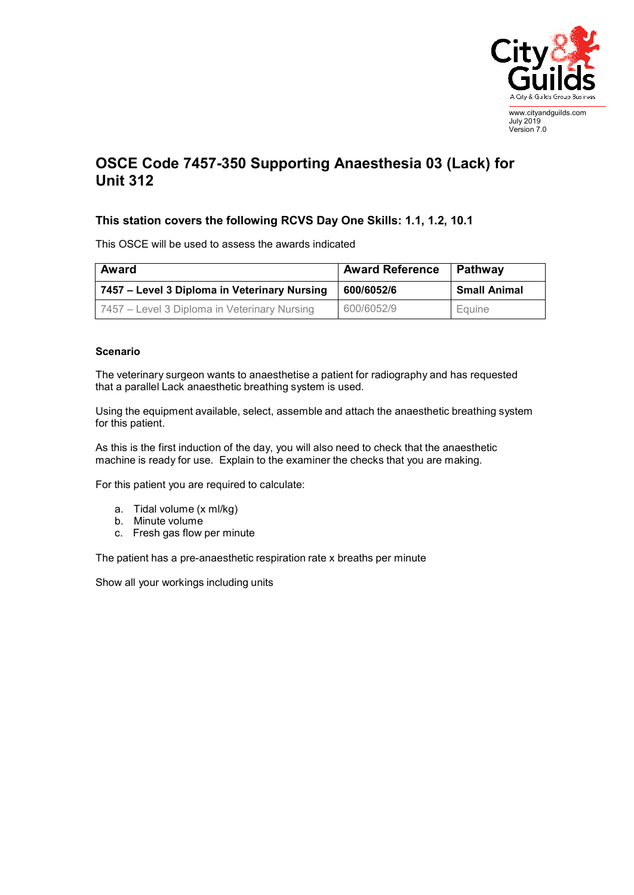# OSCE Code 7457-350 Supporting Anaesthesia 03 (Lack) for Unit 312

### This station covers the following RCVS Day One Skills: 1.1, 1.2, 10.1

This OSCE will be used to assess the awards indicated

| Award | Award Reference | Pathway |
|---|---|---|
| **7457 – Level 3 Diploma in Veterinary Nursing** | **600/6052/6** | **Small Animal** |
| 7457 – Level 3 Diploma in Veterinary Nursing | 600/6052/9 | Equine |

**Scenario**

The veterinary surgeon wants to anaesthetise a patient for radiography and has requested that a parallel Lack anaesthetic breathing system is used.

Using the equipment available, select, assemble and attach the anaesthetic breathing system for this patient.

As this is the first induction of the day, you will also need to check that the anaesthetic machine is ready for use. Explain to the examiner the checks that you are making.

For this patient you are required to calculate:

a. Tidal volume (x ml/kg)
b. Minute volume
c. Fresh gas flow per minute

The patient has a pre-anaesthetic respiration rate x breaths per minute

Show all your workings including units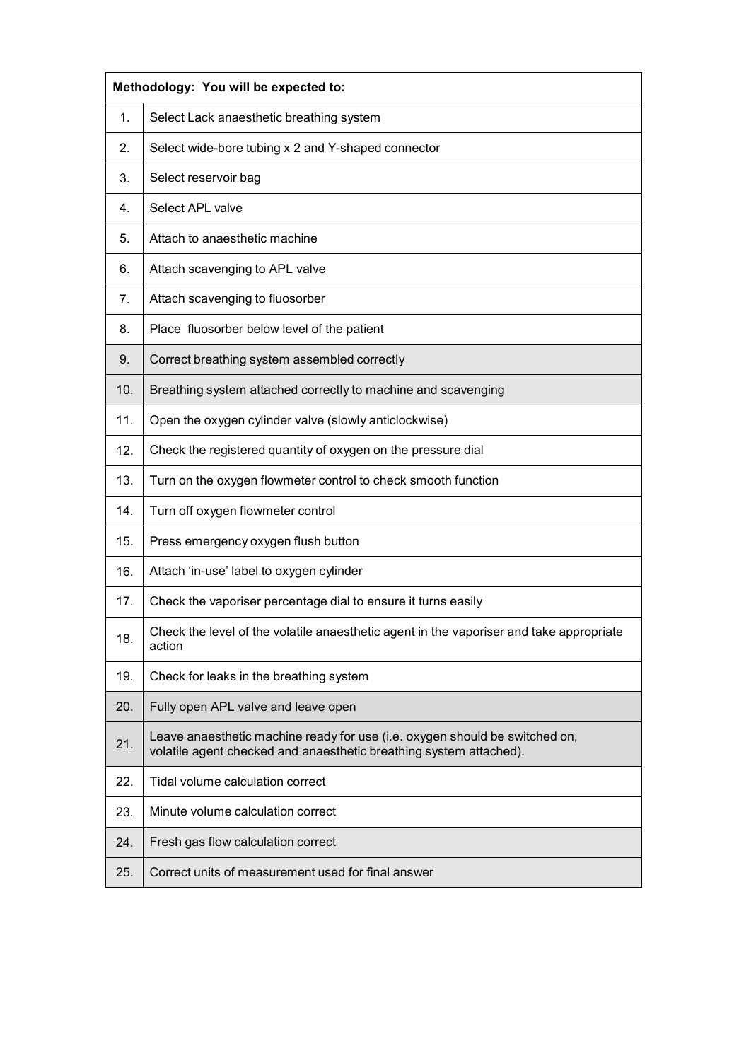| Methodology: You will be expected to: | |
|---|---|
| 1. | Select Lack anaesthetic breathing system |
| 2. | Select wide-bore tubing x 2 and Y-shaped connector |
| 3. | Select reservoir bag |
| 4. | Select APL valve |
| 5. | Attach to anaesthetic machine |
| 6. | Attach scavenging to APL valve |
| 7. | Attach scavenging to fluosorber |
| 8. | Place fluosorber below level of the patient |
| 9. | Correct breathing system assembled correctly |
| 10. | Breathing system attached correctly to machine and scavenging |
| 11. | Open the oxygen cylinder valve (slowly anticlockwise) |
| 12. | Check the registered quantity of oxygen on the pressure dial |
| 13. | Turn on the oxygen flowmeter control to check smooth function |
| 14. | Turn off oxygen flowmeter control |
| 15. | Press emergency oxygen flush button |
| 16. | Attach 'in-use' label to oxygen cylinder |
| 17. | Check the vaporiser percentage dial to ensure it turns easily |
| 18. | Check the level of the volatile anaesthetic agent in the vaporiser and take appropriate action |
| 19. | Check for leaks in the breathing system |
| 20. | Fully open APL valve and leave open |
| 21. | Leave anaesthetic machine ready for use (i.e. oxygen should be switched on, volatile agent checked and anaesthetic breathing system attached). |
| 22. | Tidal volume calculation correct |
| 23. | Minute volume calculation correct |
| 24. | Fresh gas flow calculation correct |
| 25. | Correct units of measurement used for final answer |